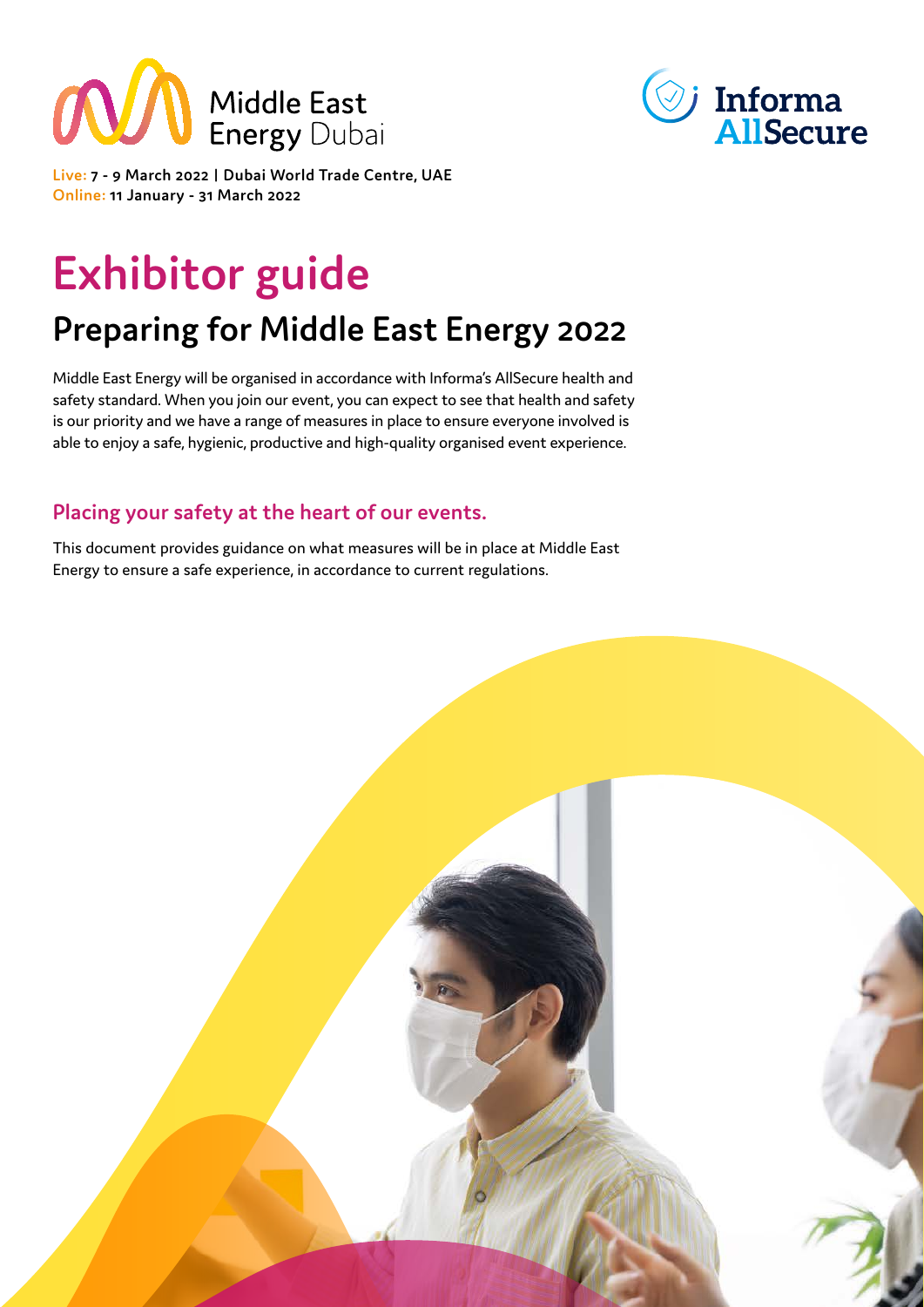Middle East Energy Dubai

Informa AllSecure

**Live:** 7 - 9 March 2022 | Dubai World Trade Centre, UAE
**Online:** 11 January - 31 March 2022

# Exhibitor guide

## Preparing for Middle East Energy 2022

Middle East Energy will be organised in accordance with Informa's AllSecure health and safety standard. When you join our event, you can expect to see that health and safety is our priority and we have a range of measures in place to ensure everyone involved is able to enjoy a safe, hygienic, productive and high-quality organised event experience.

### Placing your safety at the heart of our events.

This document provides guidance on what measures will be in place at Middle East Energy to ensure a safe experience, in accordance to current regulations.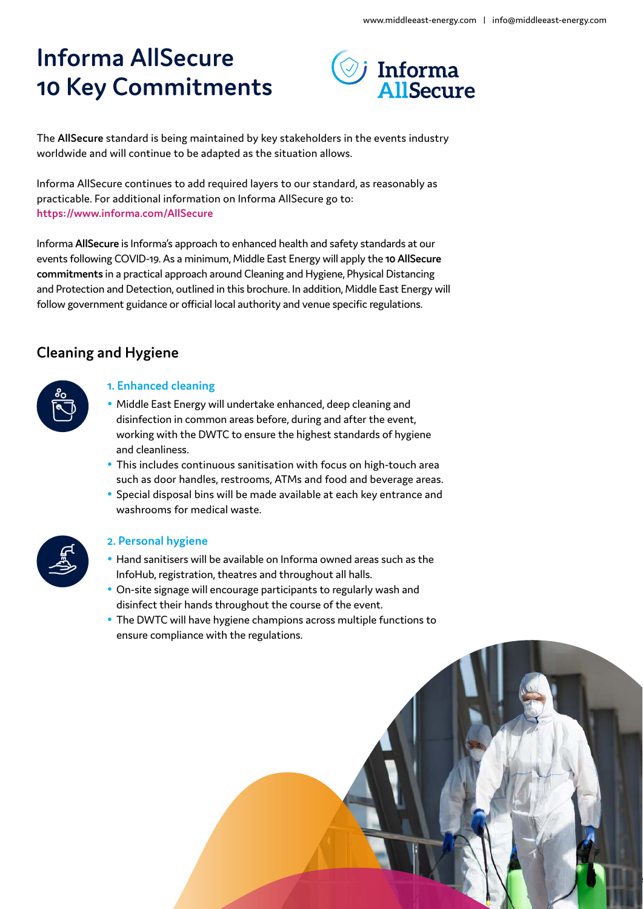# Informa AllSecure 10 Key Commitments

The **AllSecure** standard is being maintained by key stakeholders in the events industry worldwide and will continue to be adapted as the situation allows.

Informa AllSecure continues to add required layers to our standard, as reasonably as practicable. For additional information on Informa AllSecure go to: https://www.informa.com/AllSecure

Informa **AllSecure** is Informa's approach to enhanced health and safety standards at our events following COVID-19. As a minimum, Middle East Energy will apply the **10 AllSecure commitments** in a practical approach around Cleaning and Hygiene, Physical Distancing and Protection and Detection, outlined in this brochure. In addition, Middle East Energy will follow government guidance or official local authority and venue specific regulations.

## Cleaning and Hygiene

### 1. Enhanced cleaning

- Middle East Energy will undertake enhanced, deep cleaning and disinfection in common areas before, during and after the event, working with the DWTC to ensure the highest standards of hygiene and cleanliness.
- This includes continuous sanitisation with focus on high-touch area such as door handles, restrooms, ATMs and food and beverage areas.
- Special disposal bins will be made available at each key entrance and washrooms for medical waste.

### 2. Personal hygiene

- Hand sanitisers will be available on Informa owned areas such as the InfoHub, registration, theatres and throughout all halls.
- On-site signage will encourage participants to regularly wash and disinfect their hands throughout the course of the event.
- The DWTC will have hygiene champions across multiple functions to ensure compliance with the regulations.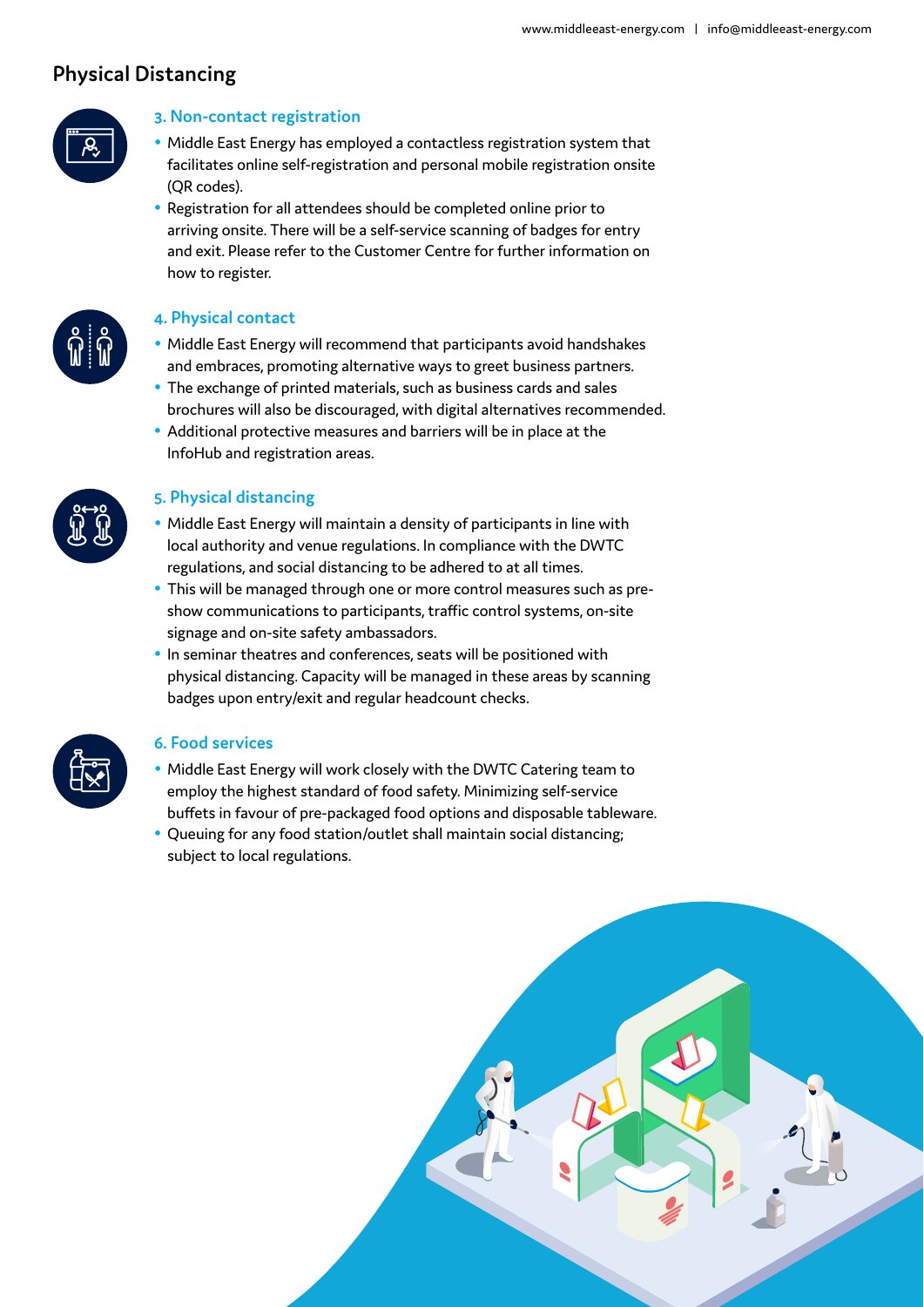## Physical Distancing

### 3. Non-contact registration

- Middle East Energy has employed a contactless registration system that facilitates online self-registration and personal mobile registration onsite (QR codes).
- Registration for all attendees should be completed online prior to arriving onsite. There will be a self-service scanning of badges for entry and exit. Please refer to the Customer Centre for further information on how to register.

### 4. Physical contact

- Middle East Energy will recommend that participants avoid handshakes and embraces, promoting alternative ways to greet business partners.
- The exchange of printed materials, such as business cards and sales brochures will also be discouraged, with digital alternatives recommended.
- Additional protective measures and barriers will be in place at the InfoHub and registration areas.

### 5. Physical distancing

- Middle East Energy will maintain a density of participants in line with local authority and venue regulations. In compliance with the DWTC regulations, and social distancing to be adhered to at all times.
- This will be managed through one or more control measures such as pre-show communications to participants, traffic control systems, on-site signage and on-site safety ambassadors.
- In seminar theatres and conferences, seats will be positioned with physical distancing. Capacity will be managed in these areas by scanning badges upon entry/exit and regular headcount checks.

### 6. Food services

- Middle East Energy will work closely with the DWTC Catering team to employ the highest standard of food safety. Minimizing self-service buffets in favour of pre-packaged food options and disposable tableware.
- Queuing for any food station/outlet shall maintain social distancing; subject to local regulations.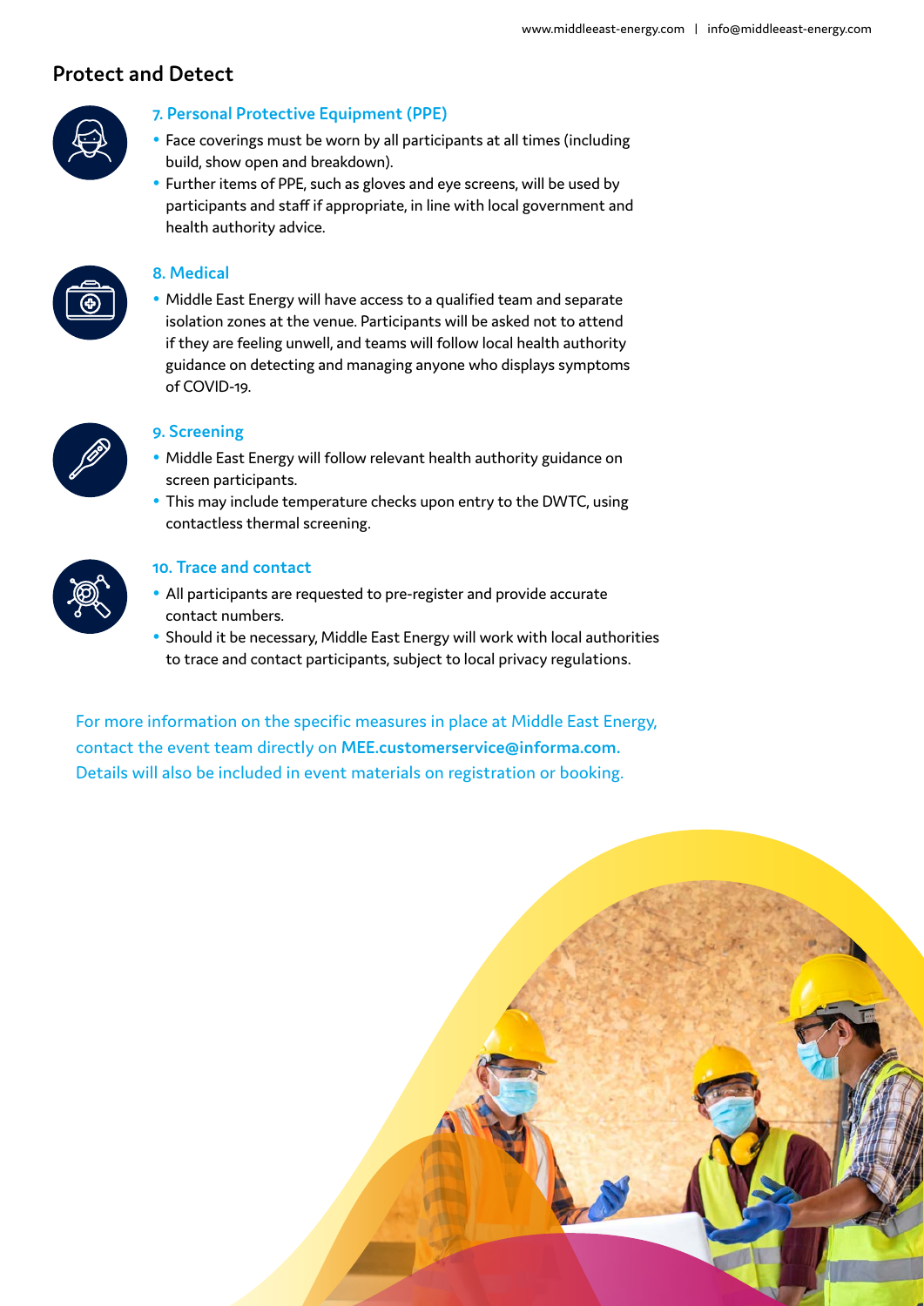## Protect and Detect

### 7. Personal Protective Equipment (PPE)

- Face coverings must be worn by all participants at all times (including build, show open and breakdown).
- Further items of PPE, such as gloves and eye screens, will be used by participants and staff if appropriate, in line with local government and health authority advice.

### 8. Medical

- Middle East Energy will have access to a qualified team and separate isolation zones at the venue. Participants will be asked not to attend if they are feeling unwell, and teams will follow local health authority guidance on detecting and managing anyone who displays symptoms of COVID-19.

### 9. Screening

- Middle East Energy will follow relevant health authority guidance on screen participants.
- This may include temperature checks upon entry to the DWTC, using contactless thermal screening.

### 10. Trace and contact

- All participants are requested to pre-register and provide accurate contact numbers.
- Should it be necessary, Middle East Energy will work with local authorities to trace and contact participants, subject to local privacy regulations.

For more information on the specific measures in place at Middle East Energy, contact the event team directly on **MEE.customerservice@informa.com.** Details will also be included in event materials on registration or booking.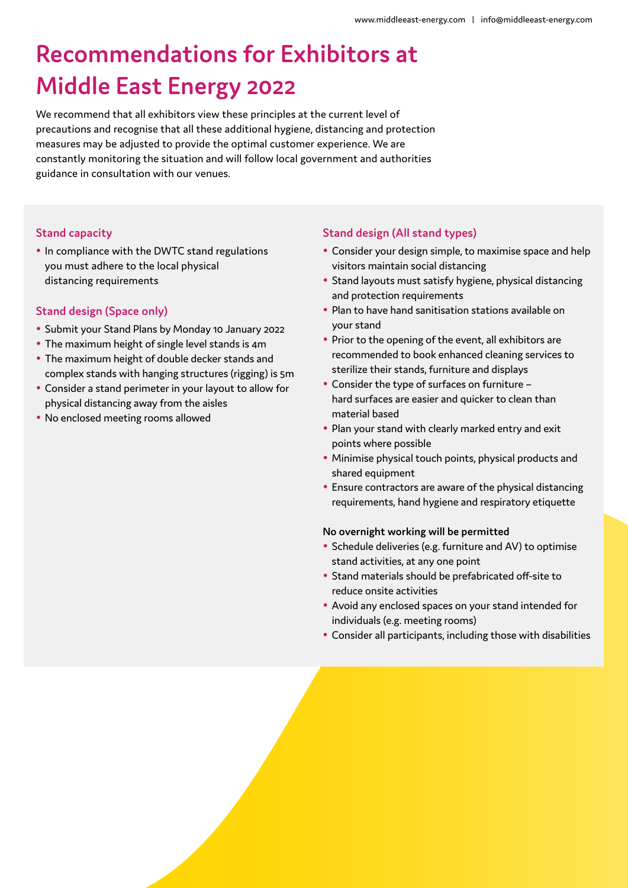# Recommendations for Exhibitors at Middle East Energy 2022

We recommend that all exhibitors view these principles at the current level of precautions and recognise that all these additional hygiene, distancing and protection measures may be adjusted to provide the optimal customer experience. We are constantly monitoring the situation and will follow local government and authorities guidance in consultation with our venues.

## Stand capacity

- In compliance with the DWTC stand regulations you must adhere to the local physical distancing requirements

## Stand design (Space only)

- Submit your Stand Plans by Monday 10 January 2022
- The maximum height of single level stands is 4m
- The maximum height of double decker stands and complex stands with hanging structures (rigging) is 5m
- Consider a stand perimeter in your layout to allow for physical distancing away from the aisles
- No enclosed meeting rooms allowed

## Stand design (All stand types)

- Consider your design simple, to maximise space and help visitors maintain social distancing
- Stand layouts must satisfy hygiene, physical distancing and protection requirements
- Plan to have hand sanitisation stations available on your stand
- Prior to the opening of the event, all exhibitors are recommended to book enhanced cleaning services to sterilize their stands, furniture and displays
- Consider the type of surfaces on furniture – hard surfaces are easier and quicker to clean than material based
- Plan your stand with clearly marked entry and exit points where possible
- Minimise physical touch points, physical products and shared equipment
- Ensure contractors are aware of the physical distancing requirements, hand hygiene and respiratory etiquette

**No overnight working will be permitted**

- Schedule deliveries (e.g. furniture and AV) to optimise stand activities, at any one point
- Stand materials should be prefabricated off-site to reduce onsite activities
- Avoid any enclosed spaces on your stand intended for individuals (e.g. meeting rooms)
- Consider all participants, including those with disabilities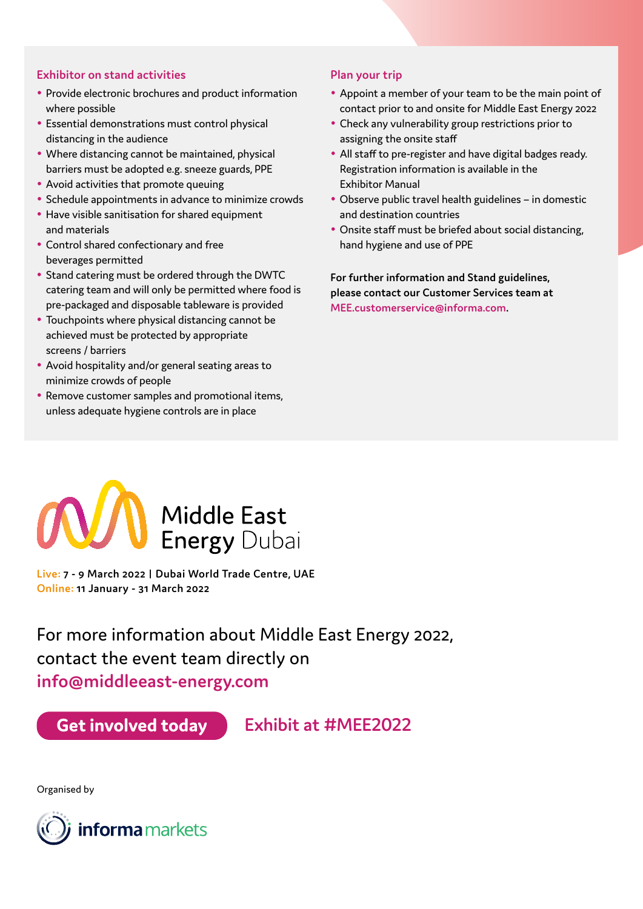## Exhibitor on stand activities

- Provide electronic brochures and product information where possible
- Essential demonstrations must control physical distancing in the audience
- Where distancing cannot be maintained, physical barriers must be adopted e.g. sneeze guards, PPE
- Avoid activities that promote queuing
- Schedule appointments in advance to minimize crowds
- Have visible sanitisation for shared equipment and materials
- Control shared confectionary and free beverages permitted
- Stand catering must be ordered through the DWTC catering team and will only be permitted where food is pre-packaged and disposable tableware is provided
- Touchpoints where physical distancing cannot be achieved must be protected by appropriate screens / barriers
- Avoid hospitality and/or general seating areas to minimize crowds of people
- Remove customer samples and promotional items, unless adequate hygiene controls are in place

## Plan your trip

- Appoint a member of your team to be the main point of contact prior to and onsite for Middle East Energy 2022
- Check any vulnerability group restrictions prior to assigning the onsite staff
- All staff to pre-register and have digital badges ready. Registration information is available in the Exhibitor Manual
- Observe public travel health guidelines – in domestic and destination countries
- Onsite staff must be briefed about social distancing, hand hygiene and use of PPE

**For further information and Stand guidelines, please contact our Customer Services team at** MEE.customerservice@informa.com.

Middle East Energy Dubai

**Live:** 7 - 9 March 2022 | Dubai World Trade Centre, UAE
**Online:** 11 January - 31 March 2022

For more information about Middle East Energy 2022, contact the event team directly on **info@middleeast-energy.com**

**Get involved today** **Exhibit at #MEE2022**

Organised by

informa markets